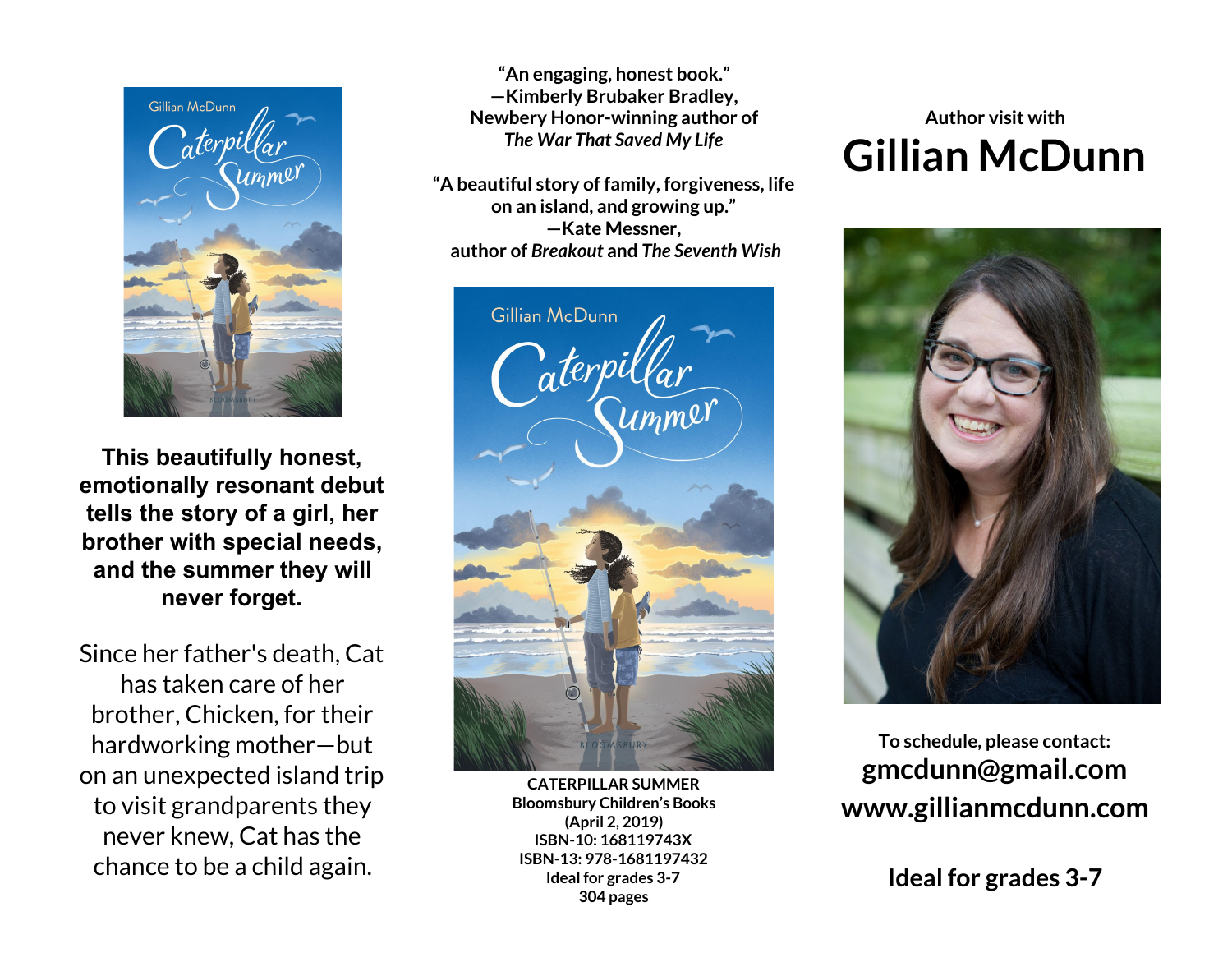This beautifully honest, emotionally resonant debut tells the story of a girl, her brother with special needs, and the summer they will never forget.

Since her father's death, Cat has taken care of her brother, Chicken, for their hardworking mother—but on an unexpected island trip to visit grandparents they never knew, Cat has the chance to be a child again.

**"An engaging, honest book."**
**—Kimberly Brubaker Bradley,**
**Newbery Honor-winning author of**
***The War That Saved My Life***

**"A beautiful story of family, forgiveness, life on an island, and growing up."**
**—Kate Messner,**
**author of *Breakout* and *The Seventh Wish***

**CATERPILLAR SUMMER**
**Bloomsbury Children's Books**
**(April 2, 2019)**
**ISBN-10: 168119743X**
**ISBN-13: 978-1681197432**
**Ideal for grades 3-7**
**304 pages**

Author visit with

# Gillian McDunn

**To schedule, please contact:**

**gmcdunn@gmail.com**

**www.gillianmcdunn.com**

**Ideal for grades 3-7**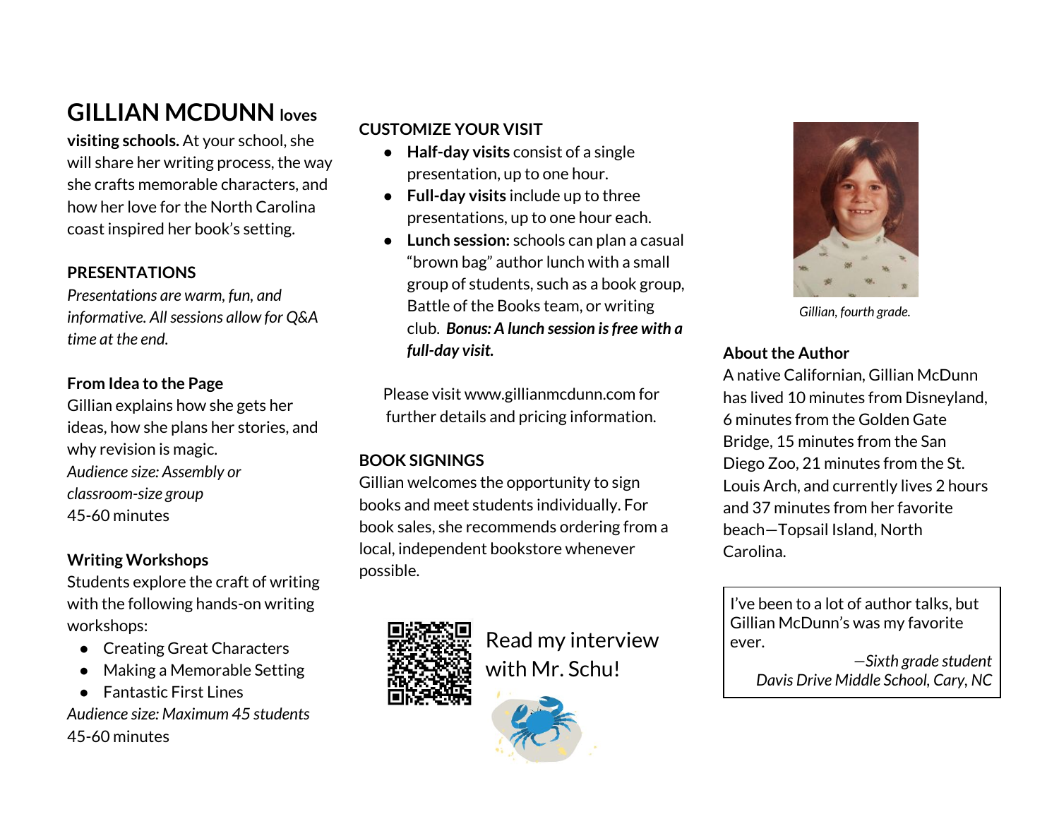**GILLIAN MCDUNN loves visiting schools.** At your school, she will share her writing process, the way she crafts memorable characters, and how her love for the North Carolina coast inspired her book's setting.

**PRESENTATIONS**

*Presentations are warm, fun, and informative. All sessions allow for Q&A time at the end.*

**From Idea to the Page**

Gillian explains how she gets her ideas, how she plans her stories, and why revision is magic.

*Audience size: Assembly or classroom-size group*

45-60 minutes

**Writing Workshops**

Students explore the craft of writing with the following hands-on writing workshops:

- Creating Great Characters
- Making a Memorable Setting
- Fantastic First Lines

*Audience size: Maximum 45 students*

45-60 minutes

**CUSTOMIZE YOUR VISIT**

- **Half-day visits** consist of a single presentation, up to one hour.
- **Full-day visits** include up to three presentations, up to one hour each.
- **Lunch session:** schools can plan a casual "brown bag" author lunch with a small group of students, such as a book group, Battle of the Books team, or writing club. ***Bonus: A lunch session is free with a full-day visit.***

Please visit www.gillianmcdunn.com for further details and pricing information.

**BOOK SIGNINGS**

Gillian welcomes the opportunity to sign books and meet students individually. For book sales, she recommends ordering from a local, independent bookstore whenever possible.

Read my interview with Mr. Schu!

*Gillian, fourth grade.*

**About the Author**

A native Californian, Gillian McDunn has lived 10 minutes from Disneyland, 6 minutes from the Golden Gate Bridge, 15 minutes from the San Diego Zoo, 21 minutes from the St. Louis Arch, and currently lives 2 hours and 37 minutes from her favorite beach—Topsail Island, North Carolina.

I've been to a lot of author talks, but Gillian McDunn's was my favorite ever.

*—Sixth grade student*
*Davis Drive Middle School, Cary, NC*